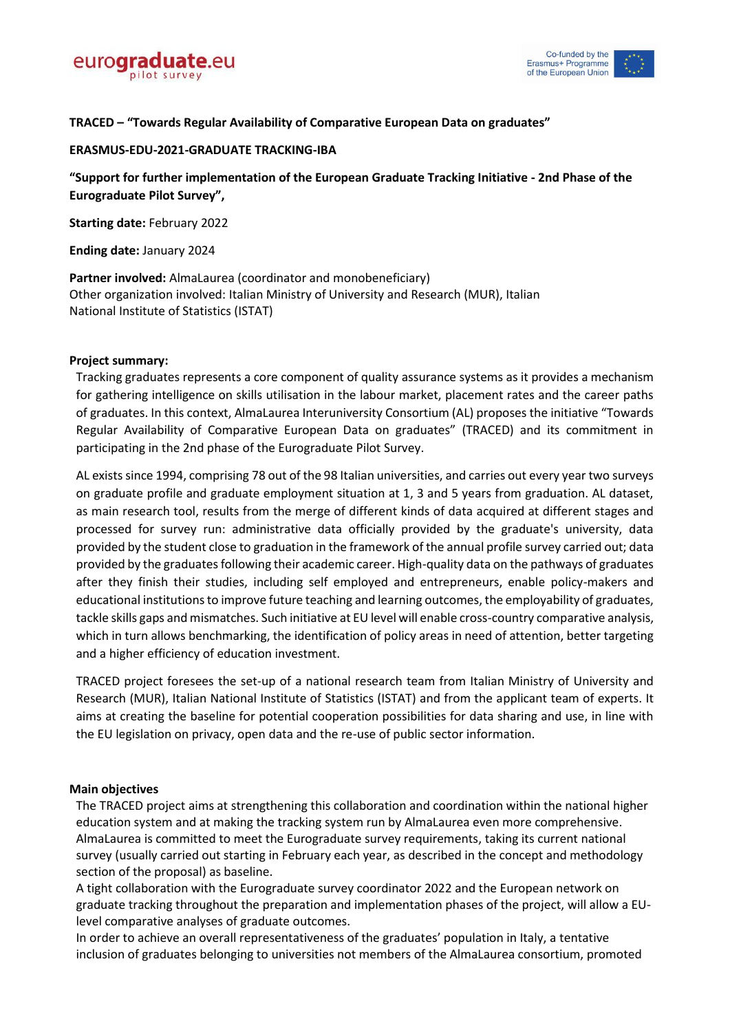**TRACED – "Towards Regular Availability of Comparative European Data on graduates"**

**ERASMUS-EDU-2021-GRADUATE TRACKING-IBA**

**"Support for further implementation of the European Graduate Tracking Initiative - 2nd Phase of the Eurograduate Pilot Survey",**

**Starting date:** February 2022

**Ending date:** January 2024

**Partner involved:** AlmaLaurea (coordinator and monobeneficiary)
Other organization involved: Italian Ministry of University and Research (MUR), Italian National Institute of Statistics (ISTAT)

**Project summary:**

Tracking graduates represents a core component of quality assurance systems as it provides a mechanism for gathering intelligence on skills utilisation in the labour market, placement rates and the career paths of graduates. In this context, AlmaLaurea Interuniversity Consortium (AL) proposes the initiative "Towards Regular Availability of Comparative European Data on graduates" (TRACED) and its commitment in participating in the 2nd phase of the Eurograduate Pilot Survey.

AL exists since 1994, comprising 78 out of the 98 Italian universities, and carries out every year two surveys on graduate profile and graduate employment situation at 1, 3 and 5 years from graduation. AL dataset, as main research tool, results from the merge of different kinds of data acquired at different stages and processed for survey run: administrative data officially provided by the graduate's university, data provided by the student close to graduation in the framework of the annual profile survey carried out; data provided by the graduates following their academic career. High-quality data on the pathways of graduates after they finish their studies, including self employed and entrepreneurs, enable policy-makers and educational institutions to improve future teaching and learning outcomes, the employability of graduates, tackle skills gaps and mismatches. Such initiative at EU level will enable cross-country comparative analysis, which in turn allows benchmarking, the identification of policy areas in need of attention, better targeting and a higher efficiency of education investment.

TRACED project foresees the set-up of a national research team from Italian Ministry of University and Research (MUR), Italian National Institute of Statistics (ISTAT) and from the applicant team of experts. It aims at creating the baseline for potential cooperation possibilities for data sharing and use, in line with the EU legislation on privacy, open data and the re-use of public sector information.

**Main objectives**

The TRACED project aims at strengthening this collaboration and coordination within the national higher education system and at making the tracking system run by AlmaLaurea even more comprehensive. AlmaLaurea is committed to meet the Eurograduate survey requirements, taking its current national survey (usually carried out starting in February each year, as described in the concept and methodology section of the proposal) as baseline.

A tight collaboration with the Eurograduate survey coordinator 2022 and the European network on graduate tracking throughout the preparation and implementation phases of the project, will allow a EU-level comparative analyses of graduate outcomes.

In order to achieve an overall representativeness of the graduates' population in Italy, a tentative inclusion of graduates belonging to universities not members of the AlmaLaurea consortium, promoted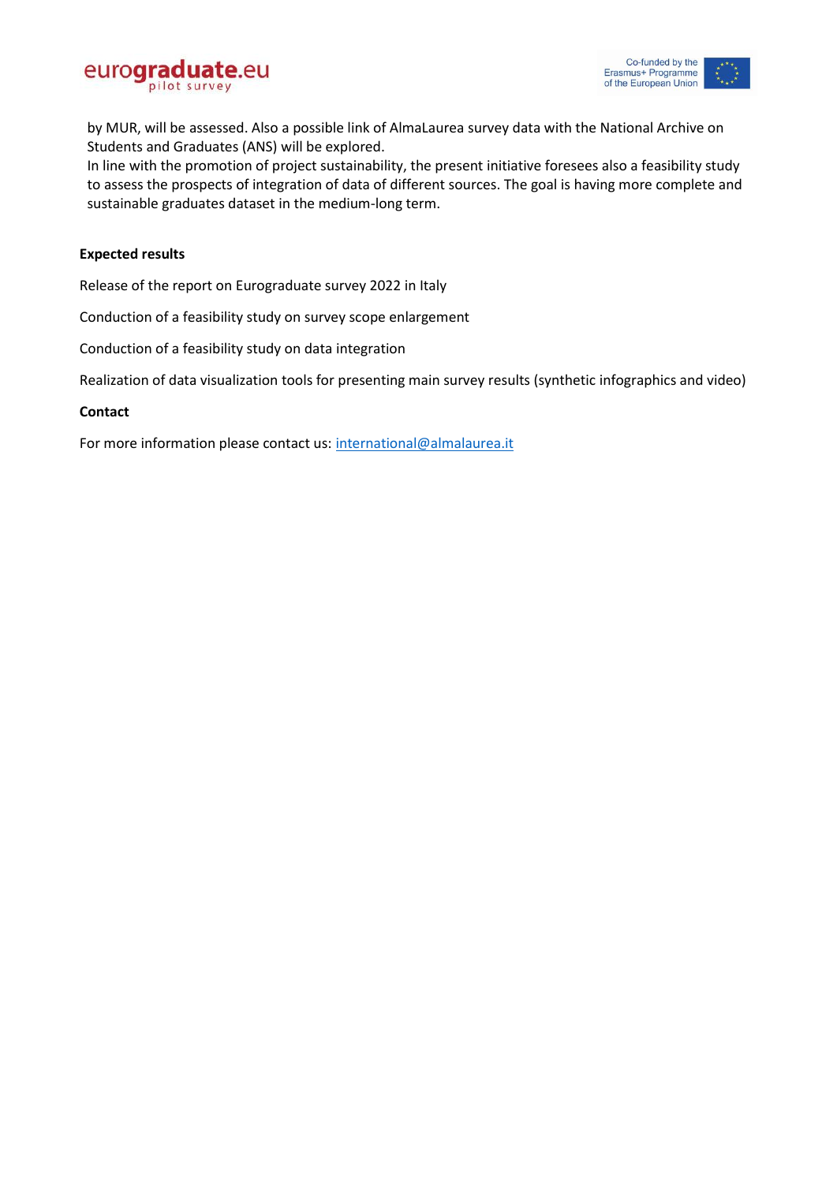by MUR, will be assessed. Also a possible link of AlmaLaurea survey data with the National Archive on Students and Graduates (ANS) will be explored.
In line with the promotion of project sustainability, the present initiative foresees also a feasibility study to assess the prospects of integration of data of different sources. The goal is having more complete and sustainable graduates dataset in the medium-long term.

**Expected results**

Release of the report on Eurograduate survey 2022 in Italy

Conduction of a feasibility study on survey scope enlargement

Conduction of a feasibility study on data integration

Realization of data visualization tools for presenting main survey results (synthetic infographics and video)

**Contact**

For more information please contact us: international@almalaurea.it